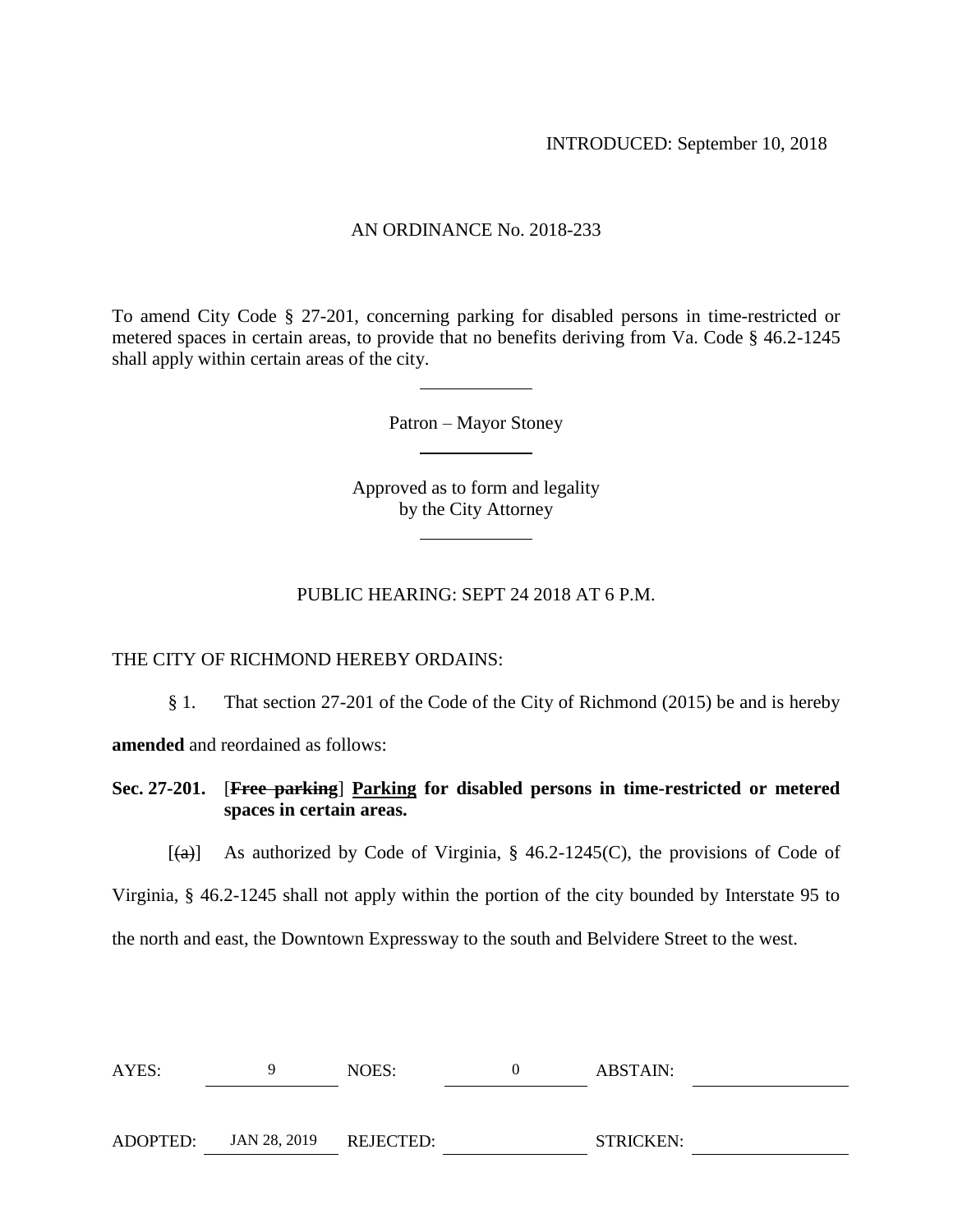INTRODUCED: September 10, 2018

AN ORDINANCE No. 2018-233

To amend City Code § 27-201, concerning parking for disabled persons in time-restricted or metered spaces in certain areas, to provide that no benefits deriving from Va. Code § 46.2-1245 shall apply within certain areas of the city.

Patron – Mayor Stoney

Approved as to form and legality by the City Attorney

PUBLIC HEARING: SEPT 24 2018 AT 6 P.M.

THE CITY OF RICHMOND HEREBY ORDAINS:

§ 1. That section 27-201 of the Code of the City of Richmond (2015) be and is hereby **amended** and reordained as follows:

**Sec. 27-201. [~~Free parking~~] <u>Parking</u> for disabled persons in time-restricted or metered spaces in certain areas.**

[~~(a)~~] As authorized by Code of Virginia, § 46.2-1245(C), the provisions of Code of Virginia, § 46.2-1245 shall not apply within the portion of the city bounded by Interstate 95 to the north and east, the Downtown Expressway to the south and Belvidere Street to the west.

| AYES: | 9 | NOES: | 0 | ABSTAIN: | |
|---|---|---|---|---|---|
| ADOPTED: | JAN 28, 2019 | REJECTED: | | STRICKEN: | |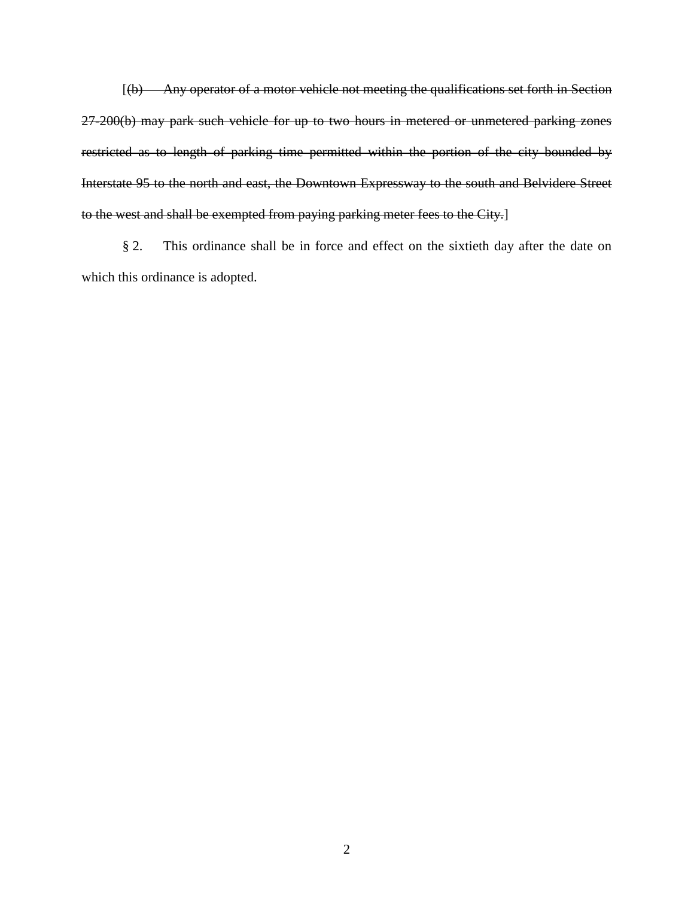[~~(b) Any operator of a motor vehicle not meeting the qualifications set forth in Section 27-200(b) may park such vehicle for up to two hours in metered or unmetered parking zones restricted as to length of parking time permitted within the portion of the city bounded by Interstate 95 to the north and east, the Downtown Expressway to the south and Belvidere Street to the west and shall be exempted from paying parking meter fees to the City.~~]

§ 2. This ordinance shall be in force and effect on the sixtieth day after the date on which this ordinance is adopted.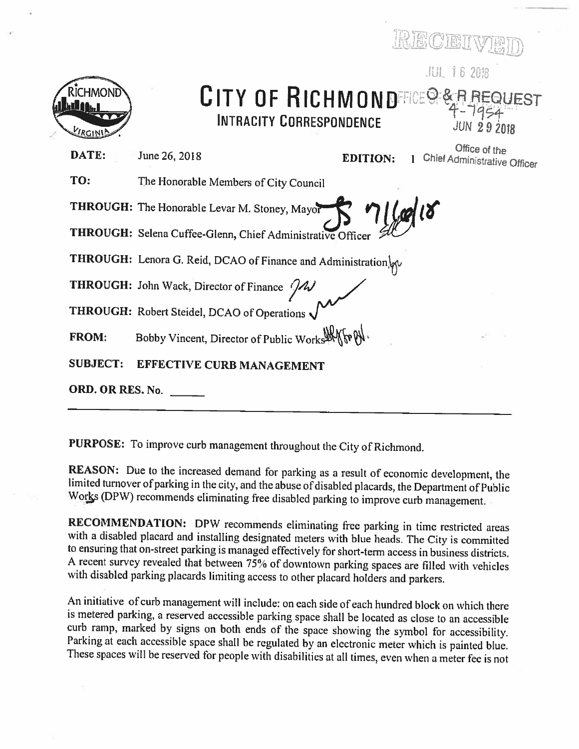RECEIVED

JUL 16 2018

# CITY OF RICHMOND

## INTRACITY CORRESPONDENCE

O & R REQUEST
4-7954
JUN 29 2018
Office of the Chief Administrative Officer

**DATE:** June 26, 2018 **EDITION:** 1

**TO:** The Honorable Members of City Council

**THROUGH:** The Honorable Levar M. Stoney, Mayor 7/6/18

**THROUGH:** Selena Cuffee-Glenn, Chief Administrative Officer

**THROUGH:** Lenora G. Reid, DCAO of Finance and Administration

**THROUGH:** John Wack, Director of Finance

**THROUGH:** Robert Steidel, DCAO of Operations

**FROM:** Bobby Vincent, Director of Public Works

**SUBJECT: EFFECTIVE CURB MANAGEMENT**

**ORD. OR RES. No.** ______

---

**PURPOSE:** To improve curb management throughout the City of Richmond.

**REASON:** Due to the increased demand for parking as a result of economic development, the limited turnover of parking in the city, and the abuse of disabled placards, the Department of Public Works (DPW) recommends eliminating free disabled parking to improve curb management.

**RECOMMENDATION:** DPW recommends eliminating free parking in time restricted areas with a disabled placard and installing designated meters with blue heads. The City is committed to ensuring that on-street parking is managed effectively for short-term access in business districts. A recent survey revealed that between 75% of downtown parking spaces are filled with vehicles with disabled parking placards limiting access to other placard holders and parkers.

An initiative of curb management will include: on each side of each hundred block on which there is metered parking, a reserved accessible parking space shall be located as close to an accessible curb ramp, marked by signs on both ends of the space showing the symbol for accessibility. Parking at each accessible space shall be regulated by an electronic meter which is painted blue. These spaces will be reserved for people with disabilities at all times, even when a meter fee is not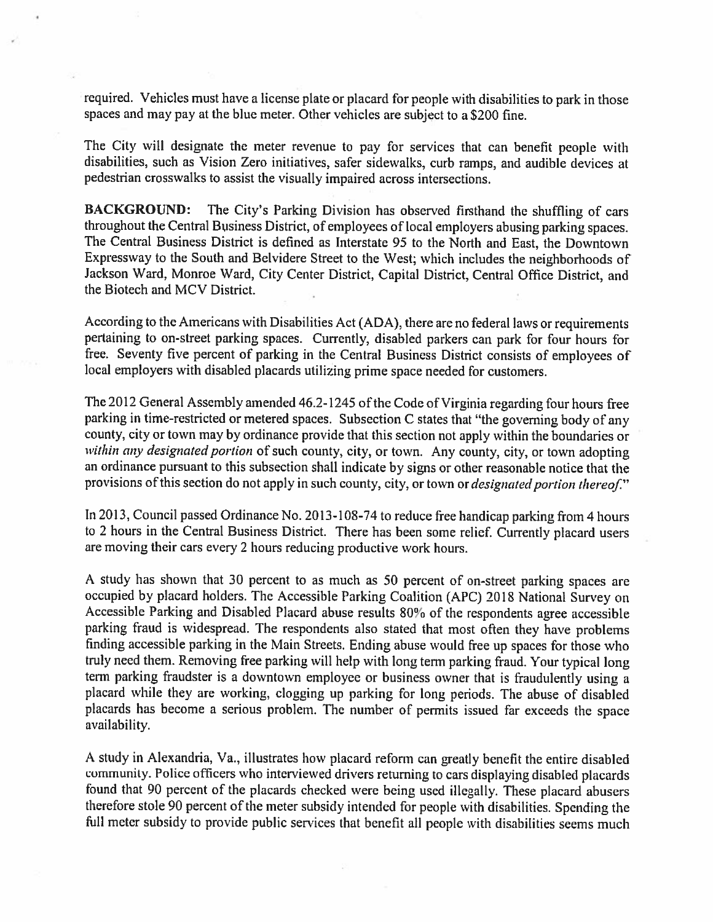required. Vehicles must have a license plate or placard for people with disabilities to park in those spaces and may pay at the blue meter. Other vehicles are subject to a $200 fine.

The City will designate the meter revenue to pay for services that can benefit people with disabilities, such as Vision Zero initiatives, safer sidewalks, curb ramps, and audible devices at pedestrian crosswalks to assist the visually impaired across intersections.

**BACKGROUND:** The City's Parking Division has observed firsthand the shuffling of cars throughout the Central Business District, of employees of local employers abusing parking spaces. The Central Business District is defined as Interstate 95 to the North and East, the Downtown Expressway to the South and Belvidere Street to the West; which includes the neighborhoods of Jackson Ward, Monroe Ward, City Center District, Capital District, Central Office District, and the Biotech and MCV District.

According to the Americans with Disabilities Act (ADA), there are no federal laws or requirements pertaining to on-street parking spaces. Currently, disabled parkers can park for four hours for free. Seventy five percent of parking in the Central Business District consists of employees of local employers with disabled placards utilizing prime space needed for customers.

The 2012 General Assembly amended 46.2-1245 of the Code of Virginia regarding four hours free parking in time-restricted or metered spaces. Subsection C states that "the governing body of any county, city or town may by ordinance provide that this section not apply within the boundaries or *within any designated portion* of such county, city, or town. Any county, city, or town adopting an ordinance pursuant to this subsection shall indicate by signs or other reasonable notice that the provisions of this section do not apply in such county, city, or town or *designated portion thereof*."

In 2013, Council passed Ordinance No. 2013-108-74 to reduce free handicap parking from 4 hours to 2 hours in the Central Business District. There has been some relief. Currently placard users are moving their cars every 2 hours reducing productive work hours.

A study has shown that 30 percent to as much as 50 percent of on-street parking spaces are occupied by placard holders. The Accessible Parking Coalition (APC) 2018 National Survey on Accessible Parking and Disabled Placard abuse results 80% of the respondents agree accessible parking fraud is widespread. The respondents also stated that most often they have problems finding accessible parking in the Main Streets. Ending abuse would free up spaces for those who truly need them. Removing free parking will help with long term parking fraud. Your typical long term parking fraudster is a downtown employee or business owner that is fraudulently using a placard while they are working, clogging up parking for long periods. The abuse of disabled placards has become a serious problem. The number of permits issued far exceeds the space availability.

A study in Alexandria, Va., illustrates how placard reform can greatly benefit the entire disabled community. Police officers who interviewed drivers returning to cars displaying disabled placards found that 90 percent of the placards checked were being used illegally. These placard abusers therefore stole 90 percent of the meter subsidy intended for people with disabilities. Spending the full meter subsidy to provide public services that benefit all people with disabilities seems much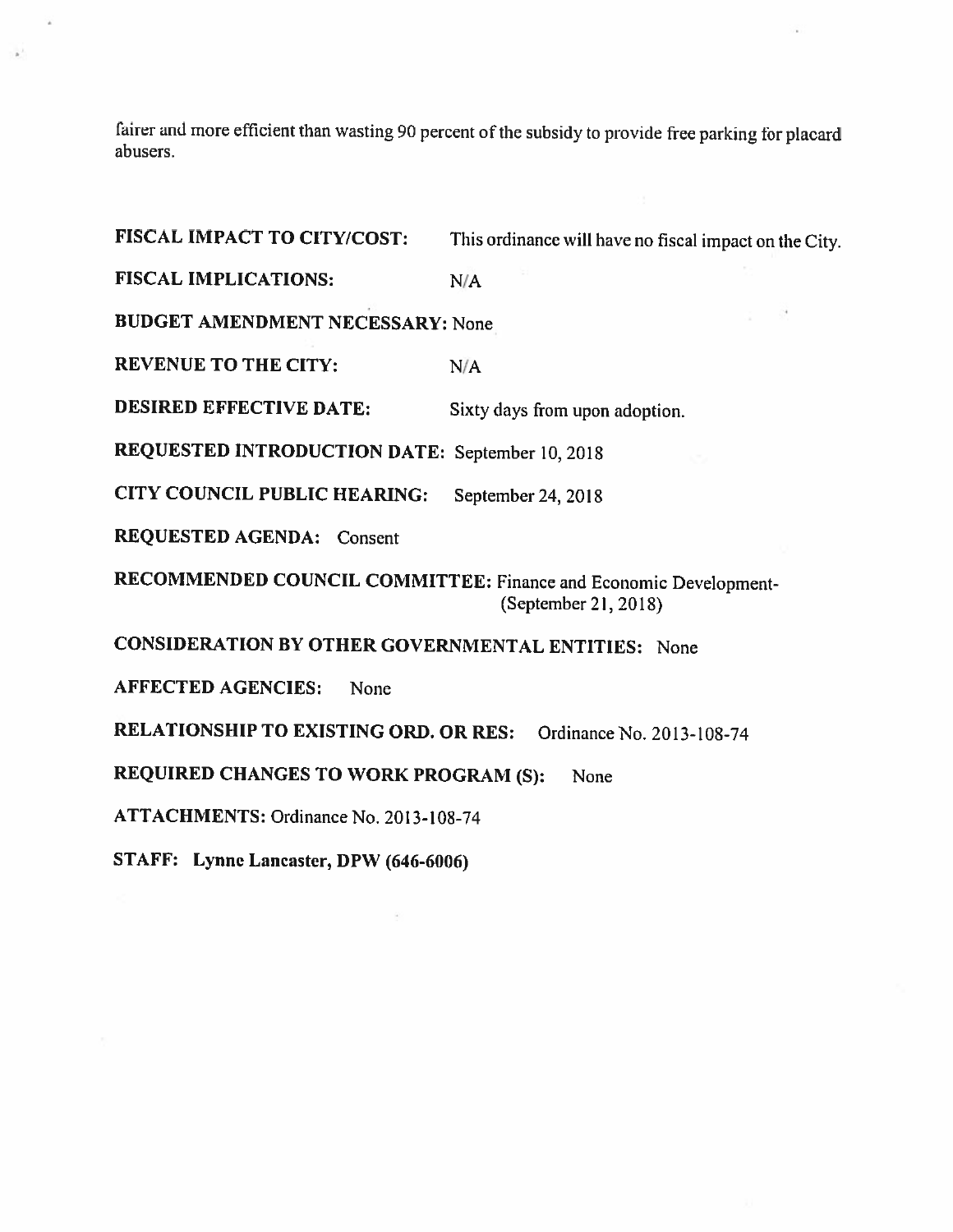fairer and more efficient than wasting 90 percent of the subsidy to provide free parking for placard abusers.

**FISCAL IMPACT TO CITY/COST:** This ordinance will have no fiscal impact on the City.

**FISCAL IMPLICATIONS:** N/A

**BUDGET AMENDMENT NECESSARY:** None

**REVENUE TO THE CITY:** N/A

**DESIRED EFFECTIVE DATE:** Sixty days from upon adoption.

**REQUESTED INTRODUCTION DATE:** September 10, 2018

**CITY COUNCIL PUBLIC HEARING:** September 24, 2018

**REQUESTED AGENDA:** Consent

**RECOMMENDED COUNCIL COMMITTEE:** Finance and Economic Development- (September 21, 2018)

**CONSIDERATION BY OTHER GOVERNMENTAL ENTITIES:** None

**AFFECTED AGENCIES:** None

**RELATIONSHIP TO EXISTING ORD. OR RES:** Ordinance No. 2013-108-74

**REQUIRED CHANGES TO WORK PROGRAM (S):** None

**ATTACHMENTS:** Ordinance No. 2013-108-74

**STAFF: Lynne Lancaster, DPW (646-6006)**